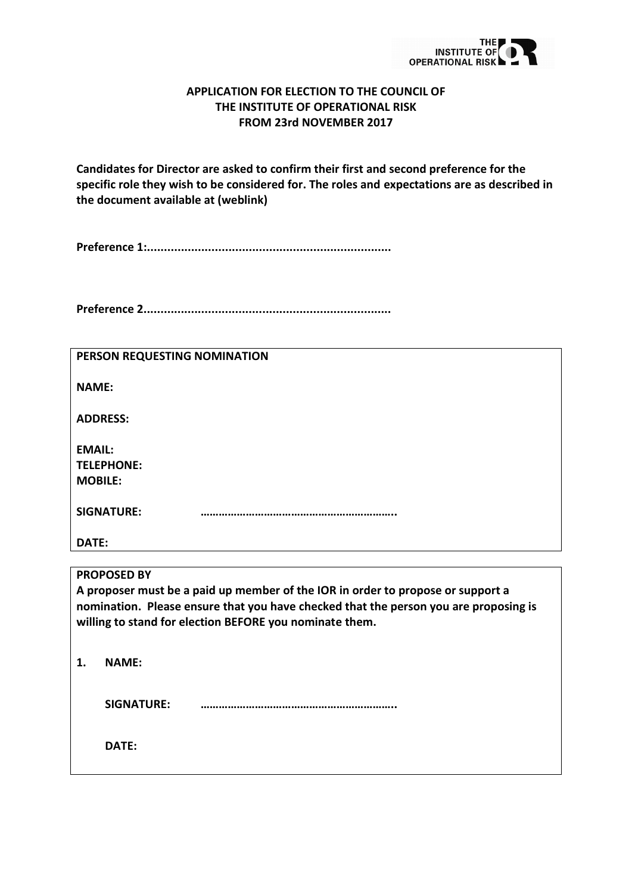**APPLICATION FOR ELECTION TO THE COUNCIL OF THE INSTITUTE OF OPERATIONAL RISK FROM 23rd NOVEMBER 2017**

**Candidates for Director are asked to confirm their first and second preference for the specific role they wish to be considered for. The roles and expectations are as described in the document available at (weblink)**

**Preference 1:........................................................................**

**Preference 2........................................................................**

**PERSON REQUESTING NOMINATION**

**NAME:**

**ADDRESS:**

**EMAIL:**
**TELEPHONE:**
**MOBILE:**

**SIGNATURE:** ………………………………………………………..

**DATE:**

**PROPOSED BY**
**A proposer must be a paid up member of the IOR in order to propose or support a nomination. Please ensure that you have checked that the person you are proposing is willing to stand for election BEFORE you nominate them.**

1. **NAME:**

   **SIGNATURE:** ………………………………………………………..

   **DATE:**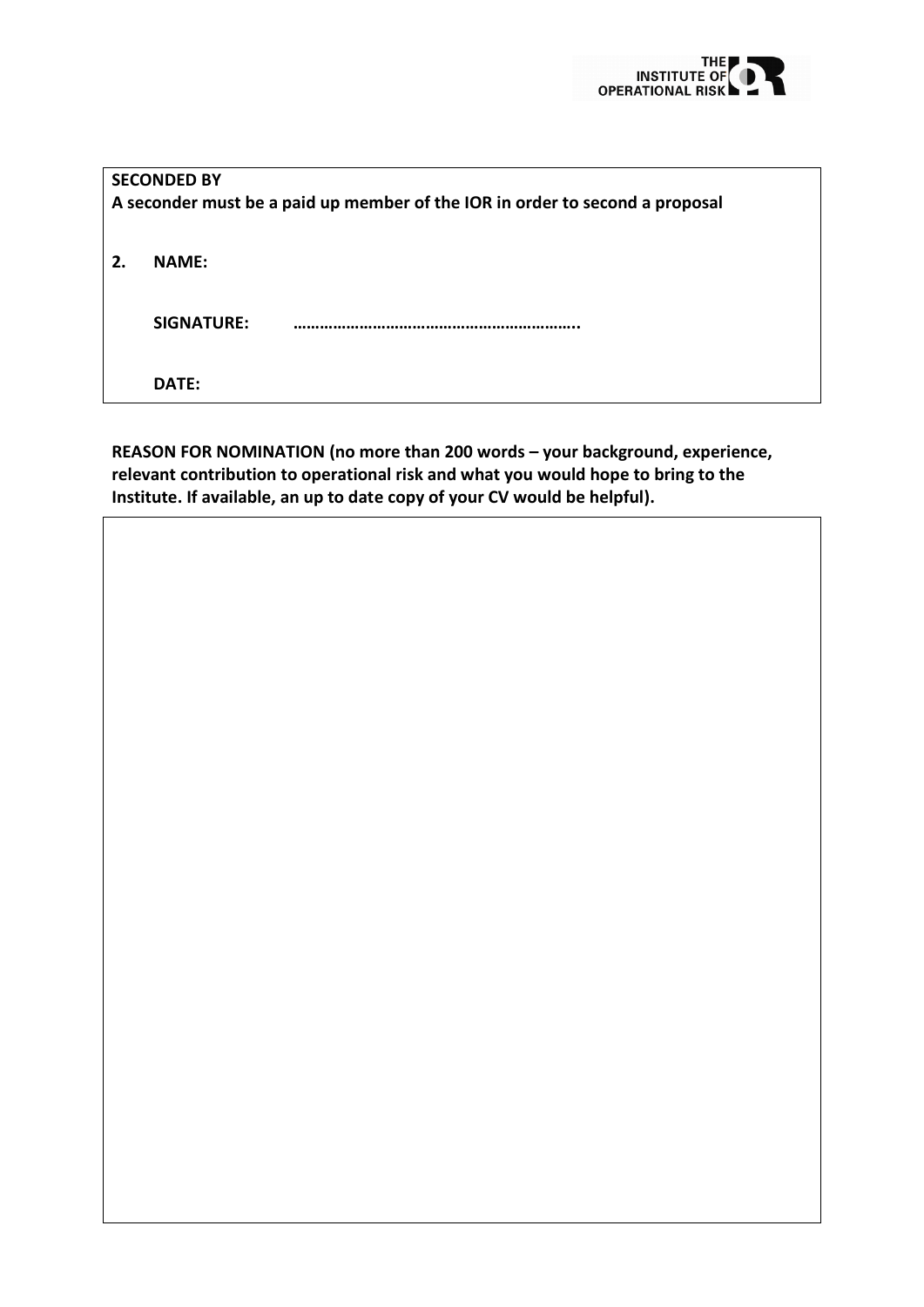**SECONDED BY**
**A seconder must be a paid up member of the IOR in order to second a proposal**

**2. NAME:**

**SIGNATURE:** ………………………………………………………..

**DATE:**

**REASON FOR NOMINATION (no more than 200 words – your background, experience, relevant contribution to operational risk and what you would hope to bring to the Institute. If available, an up to date copy of your CV would be helpful).**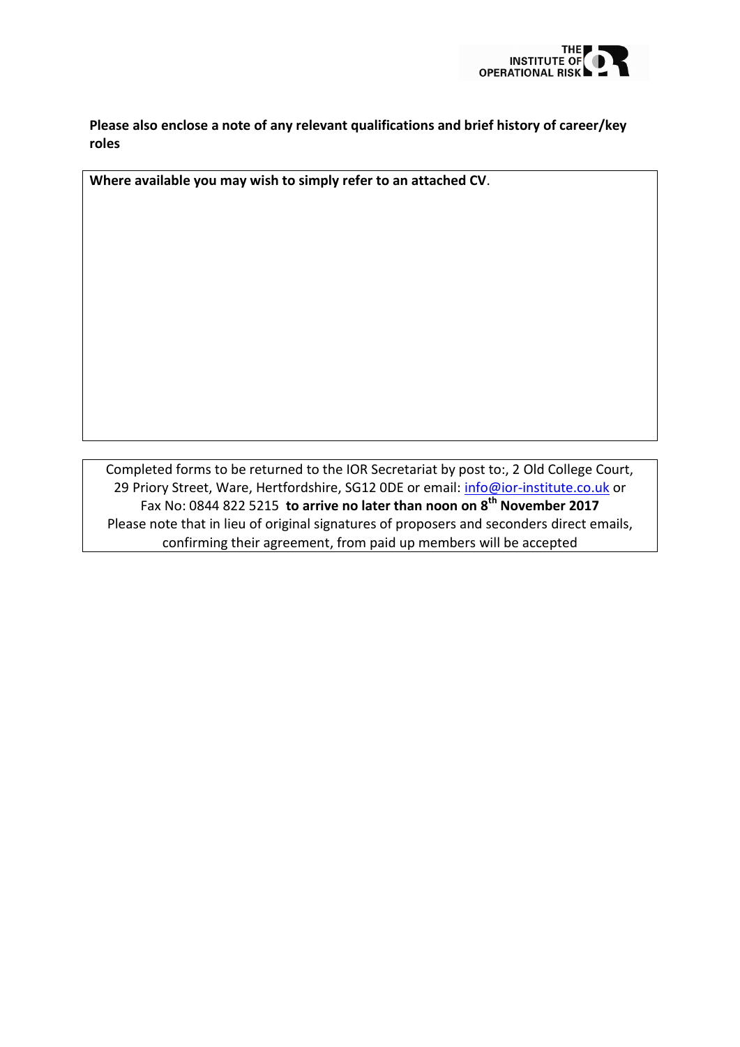**Please also enclose a note of any relevant qualifications and brief history of career/key roles**

**Where available you may wish to simply refer to an attached CV**.

Completed forms to be returned to the IOR Secretariat by post to:, 2 Old College Court, 29 Priory Street, Ware, Hertfordshire, SG12 0DE or email: info@ior-institute.co.uk or Fax No: 0844 822 5215 **to arrive no later than noon on 8th November 2017**
Please note that in lieu of original signatures of proposers and seconders direct emails, confirming their agreement, from paid up members will be accepted